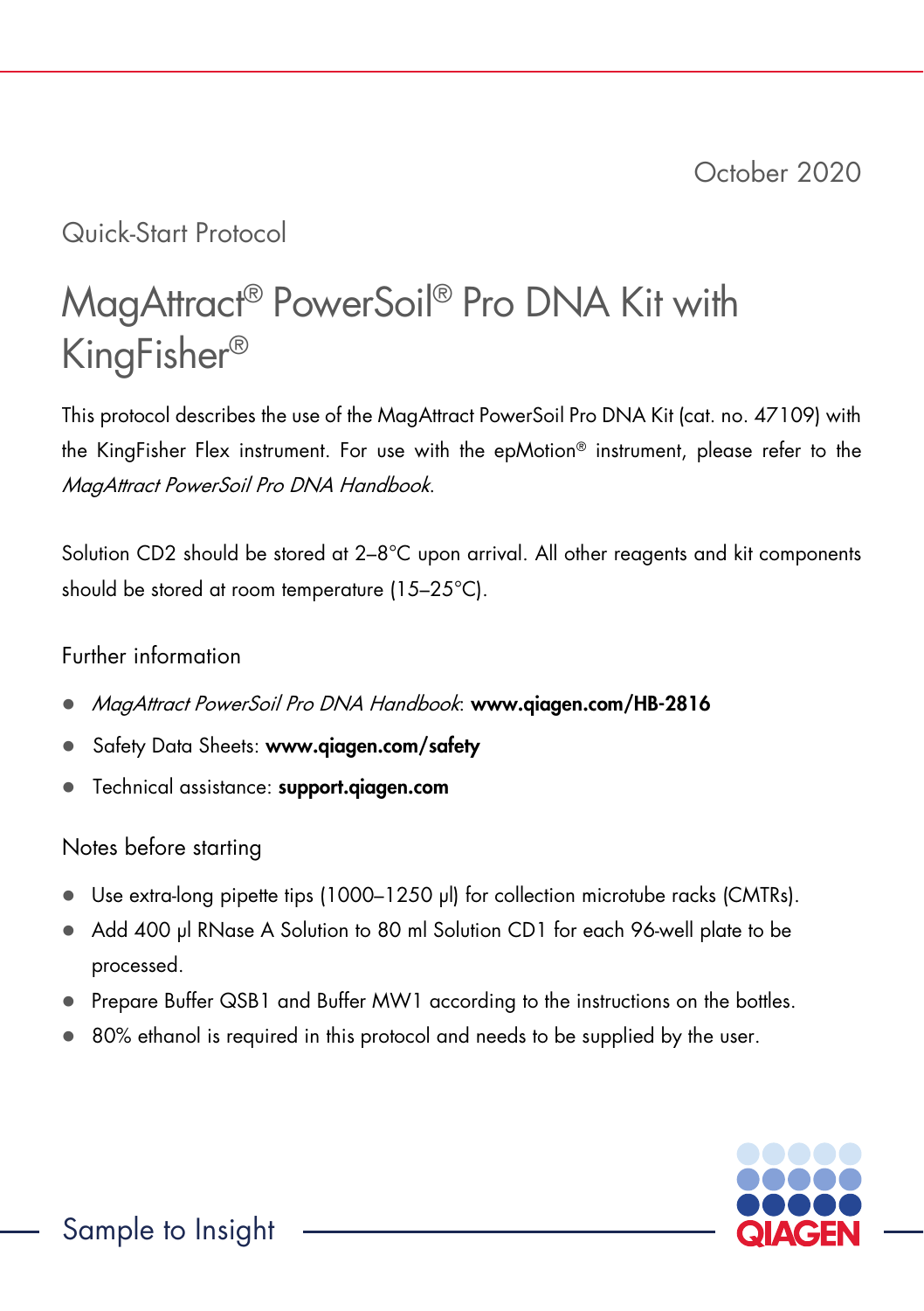October 2020

Quick-Start Protocol

# MagAttract® PowerSoil® Pro DNA Kit with KingFisher®

This protocol describes the use of the MagAttract PowerSoil Pro DNA Kit (cat. no. 47109) with the KingFisher Flex instrument. For use with the epMotion® instrument, please refer to the *MagAttract PowerSoil Pro DNA Handbook*.

Solution CD2 should be stored at 2–8°C upon arrival. All other reagents and kit components should be stored at room temperature (15–25°C).

## Further information

- *MagAttract PowerSoil Pro DNA Handbook*: **www.qiagen.com/HB-2816**
- Safety Data Sheets: **www.qiagen.com/safety**
- Technical assistance: **support.qiagen.com**

## Notes before starting

- Use extra-long pipette tips (1000–1250 µl) for collection microtube racks (CMTRs).
- Add 400 µl RNase A Solution to 80 ml Solution CD1 for each 96-well plate to be processed.
- Prepare Buffer QSB1 and Buffer MW1 according to the instructions on the bottles.
- 80% ethanol is required in this protocol and needs to be supplied by the user.

Sample to Insight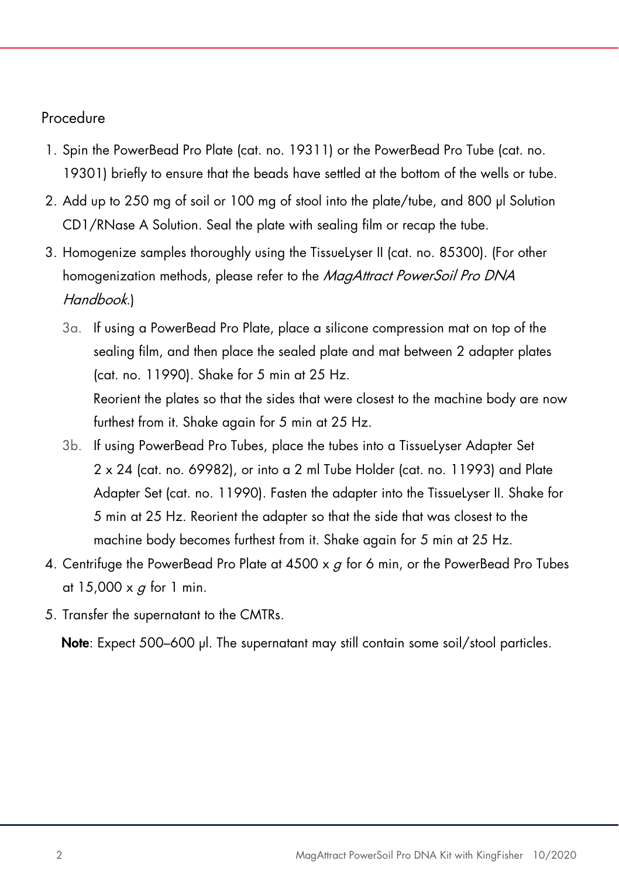## Procedure

1. Spin the PowerBead Pro Plate (cat. no. 19311) or the PowerBead Pro Tube (cat. no. 19301) briefly to ensure that the beads have settled at the bottom of the wells or tube.
2. Add up to 250 mg of soil or 100 mg of stool into the plate/tube, and 800 µl Solution CD1/RNase A Solution. Seal the plate with sealing film or recap the tube.
3. Homogenize samples thoroughly using the TissueLyser II (cat. no. 85300). (For other homogenization methods, please refer to the *MagAttract PowerSoil Pro DNA Handbook*.)
   - 3a. If using a PowerBead Pro Plate, place a silicone compression mat on top of the sealing film, and then place the sealed plate and mat between 2 adapter plates (cat. no. 11990). Shake for 5 min at 25 Hz.
     Reorient the plates so that the sides that were closest to the machine body are now furthest from it. Shake again for 5 min at 25 Hz.
   - 3b. If using PowerBead Pro Tubes, place the tubes into a TissueLyser Adapter Set 2 x 24 (cat. no. 69982), or into a 2 ml Tube Holder (cat. no. 11993) and Plate Adapter Set (cat. no. 11990). Fasten the adapter into the TissueLyser II. Shake for 5 min at 25 Hz. Reorient the adapter so that the side that was closest to the machine body becomes furthest from it. Shake again for 5 min at 25 Hz.
4. Centrifuge the PowerBead Pro Plate at 4500 x *g* for 6 min, or the PowerBead Pro Tubes at 15,000 x *g* for 1 min.
5. Transfer the supernatant to the CMTRs.

   **Note**: Expect 500–600 µl. The supernatant may still contain some soil/stool particles.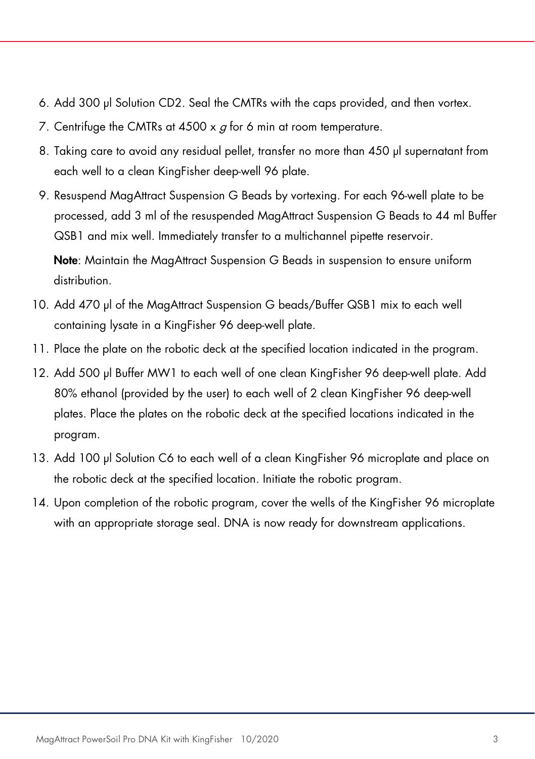6. Add 300 µl Solution CD2. Seal the CMTRs with the caps provided, and then vortex.
7. Centrifuge the CMTRs at 4500 x *g* for 6 min at room temperature.
8. Taking care to avoid any residual pellet, transfer no more than 450 µl supernatant from each well to a clean KingFisher deep-well 96 plate.
9. Resuspend MagAttract Suspension G Beads by vortexing. For each 96-well plate to be processed, add 3 ml of the resuspended MagAttract Suspension G Beads to 44 ml Buffer QSB1 and mix well. Immediately transfer to a multichannel pipette reservoir.

   **Note**: Maintain the MagAttract Suspension G Beads in suspension to ensure uniform distribution.
10. Add 470 µl of the MagAttract Suspension G beads/Buffer QSB1 mix to each well containing lysate in a KingFisher 96 deep-well plate.
11. Place the plate on the robotic deck at the specified location indicated in the program.
12. Add 500 µl Buffer MW1 to each well of one clean KingFisher 96 deep-well plate. Add 80% ethanol (provided by the user) to each well of 2 clean KingFisher 96 deep-well plates. Place the plates on the robotic deck at the specified locations indicated in the program.
13. Add 100 µl Solution C6 to each well of a clean KingFisher 96 microplate and place on the robotic deck at the specified location. Initiate the robotic program.
14. Upon completion of the robotic program, cover the wells of the KingFisher 96 microplate with an appropriate storage seal. DNA is now ready for downstream applications.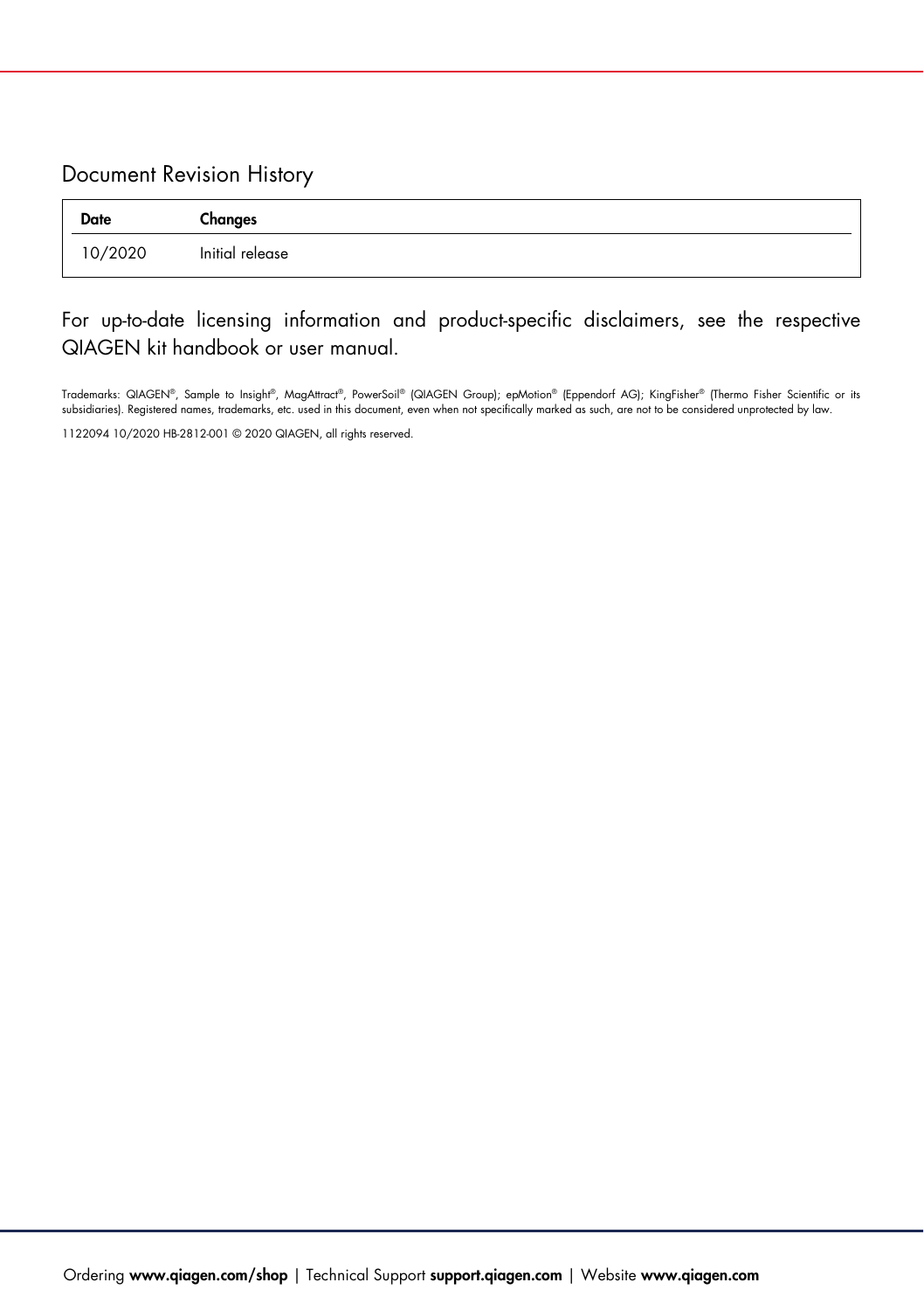## Document Revision History

| Date | Changes |
|---|---|
| 10/2020 | Initial release |

For up-to-date licensing information and product-specific disclaimers, see the respective QIAGEN kit handbook or user manual.

Trademarks: QIAGEN®, Sample to Insight®, MagAttract®, PowerSoil® (QIAGEN Group); epMotion® (Eppendorf AG); KingFisher® (Thermo Fisher Scientific or its subsidiaries). Registered names, trademarks, etc. used in this document, even when not specifically marked as such, are not to be considered unprotected by law.

1122094 10/2020 HB-2812-001 © 2020 QIAGEN, all rights reserved.

Ordering **www.qiagen.com/shop** | Technical Support **support.qiagen.com** | Website **www.qiagen.com**